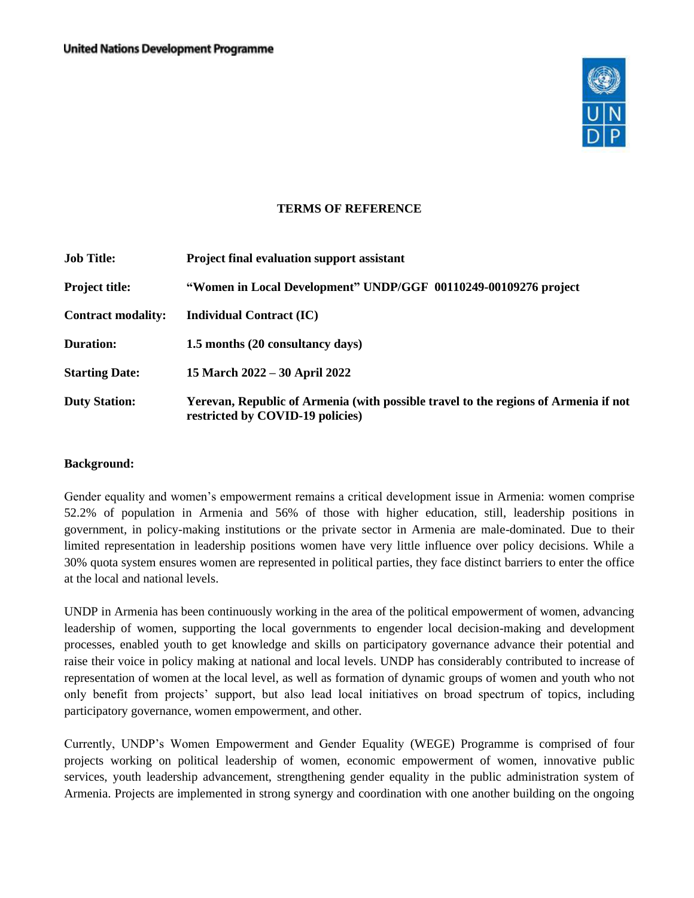United Nations Development Programme

**TERMS OF REFERENCE**

| | |
|---|---|
| **Job Title:** | **Project final evaluation support assistant** |
| **Project title:** | **"Women in Local Development" UNDP/GGF 00110249-00109276 project** |
| **Contract modality:** | **Individual Contract (IC)** |
| **Duration:** | **1.5 months (20 consultancy days)** |
| **Starting Date:** | **15 March 2022 – 30 April 2022** |
| **Duty Station:** | **Yerevan, Republic of Armenia (with possible travel to the regions of Armenia if not restricted by COVID-19 policies)** |

**Background:**

Gender equality and women's empowerment remains a critical development issue in Armenia: women comprise 52.2% of population in Armenia and 56% of those with higher education, still, leadership positions in government, in policy-making institutions or the private sector in Armenia are male-dominated. Due to their limited representation in leadership positions women have very little influence over policy decisions. While a 30% quota system ensures women are represented in political parties, they face distinct barriers to enter the office at the local and national levels.

UNDP in Armenia has been continuously working in the area of the political empowerment of women, advancing leadership of women, supporting the local governments to engender local decision-making and development processes, enabled youth to get knowledge and skills on participatory governance advance their potential and raise their voice in policy making at national and local levels. UNDP has considerably contributed to increase of representation of women at the local level, as well as formation of dynamic groups of women and youth who not only benefit from projects' support, but also lead local initiatives on broad spectrum of topics, including participatory governance, women empowerment, and other.

Currently, UNDP's Women Empowerment and Gender Equality (WEGE) Programme is comprised of four projects working on political leadership of women, economic empowerment of women, innovative public services, youth leadership advancement, strengthening gender equality in the public administration system of Armenia. Projects are implemented in strong synergy and coordination with one another building on the ongoing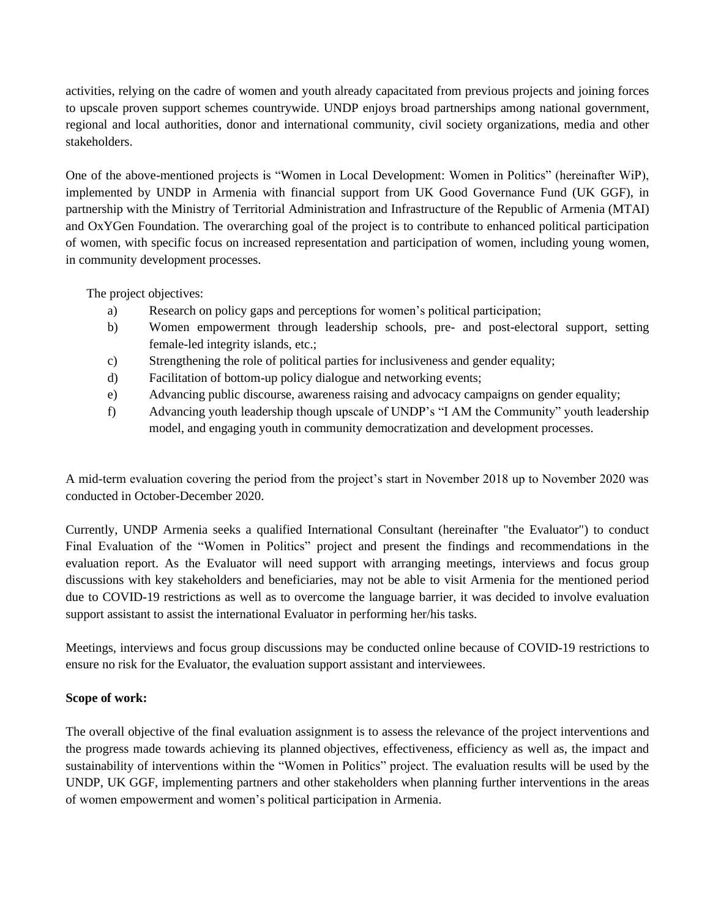activities, relying on the cadre of women and youth already capacitated from previous projects and joining forces to upscale proven support schemes countrywide. UNDP enjoys broad partnerships among national government, regional and local authorities, donor and international community, civil society organizations, media and other stakeholders.

One of the above-mentioned projects is "Women in Local Development: Women in Politics" (hereinafter WiP), implemented by UNDP in Armenia with financial support from UK Good Governance Fund (UK GGF), in partnership with the Ministry of Territorial Administration and Infrastructure of the Republic of Armenia (MTAI) and OxYGen Foundation. The overarching goal of the project is to contribute to enhanced political participation of women, with specific focus on increased representation and participation of women, including young women, in community development processes.

The project objectives:

a) Research on policy gaps and perceptions for women's political participation;
b) Women empowerment through leadership schools, pre- and post-electoral support, setting female-led integrity islands, etc.;
c) Strengthening the role of political parties for inclusiveness and gender equality;
d) Facilitation of bottom-up policy dialogue and networking events;
e) Advancing public discourse, awareness raising and advocacy campaigns on gender equality;
f) Advancing youth leadership though upscale of UNDP's "I AM the Community" youth leadership model, and engaging youth in community democratization and development processes.

A mid-term evaluation covering the period from the project's start in November 2018 up to November 2020 was conducted in October-December 2020.

Currently, UNDP Armenia seeks a qualified International Consultant (hereinafter "the Evaluator") to conduct Final Evaluation of the "Women in Politics" project and present the findings and recommendations in the evaluation report. As the Evaluator will need support with arranging meetings, interviews and focus group discussions with key stakeholders and beneficiaries, may not be able to visit Armenia for the mentioned period due to COVID-19 restrictions as well as to overcome the language barrier, it was decided to involve evaluation support assistant to assist the international Evaluator in performing her/his tasks.

Meetings, interviews and focus group discussions may be conducted online because of COVID-19 restrictions to ensure no risk for the Evaluator, the evaluation support assistant and interviewees.

**Scope of work:**

The overall objective of the final evaluation assignment is to assess the relevance of the project interventions and the progress made towards achieving its planned objectives, effectiveness, efficiency as well as, the impact and sustainability of interventions within the "Women in Politics" project. The evaluation results will be used by the UNDP, UK GGF, implementing partners and other stakeholders when planning further interventions in the areas of women empowerment and women's political participation in Armenia.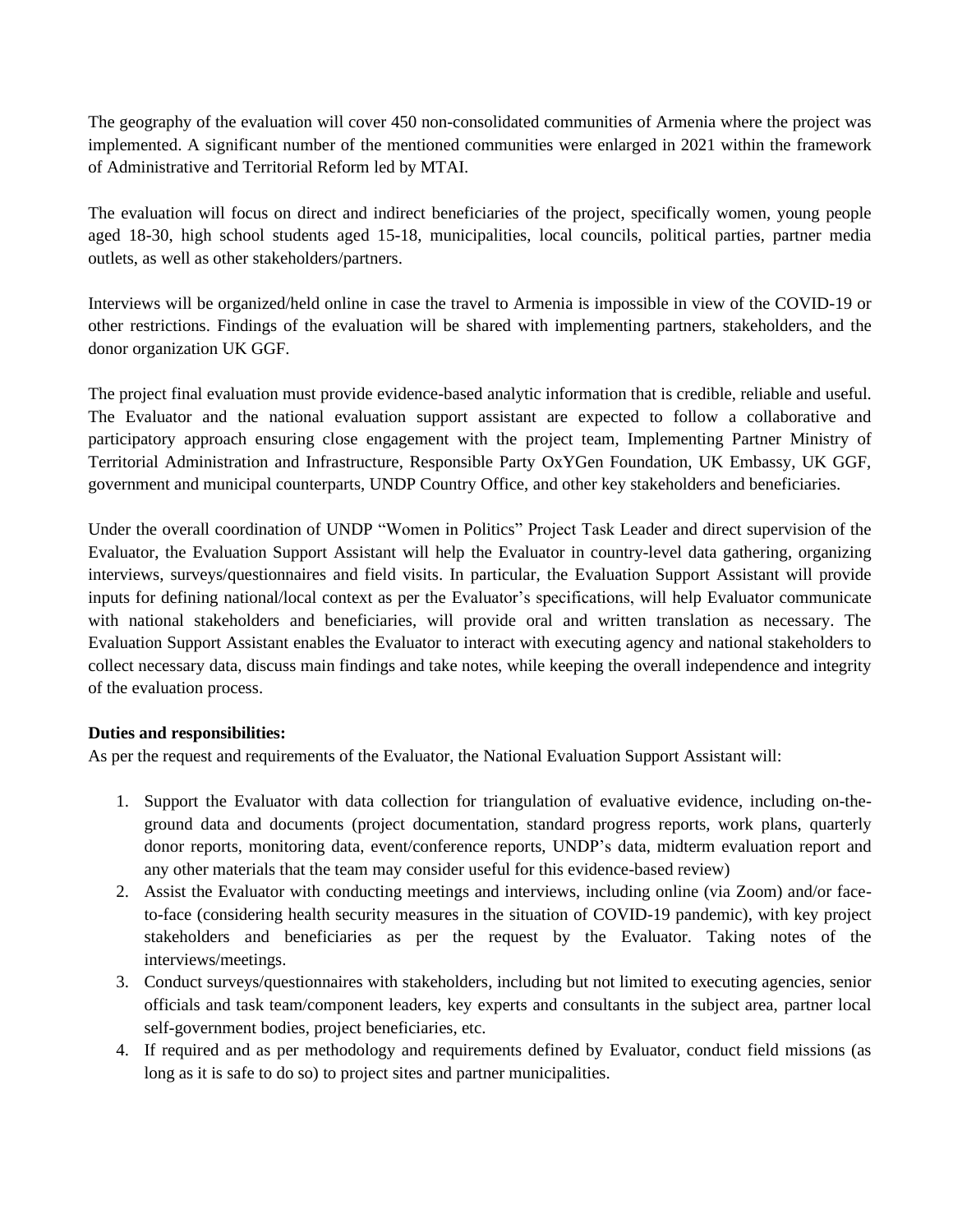The geography of the evaluation will cover 450 non-consolidated communities of Armenia where the project was implemented. A significant number of the mentioned communities were enlarged in 2021 within the framework of Administrative and Territorial Reform led by MTAI.

The evaluation will focus on direct and indirect beneficiaries of the project, specifically women, young people aged 18-30, high school students aged 15-18, municipalities, local councils, political parties, partner media outlets, as well as other stakeholders/partners.

Interviews will be organized/held online in case the travel to Armenia is impossible in view of the COVID-19 or other restrictions. Findings of the evaluation will be shared with implementing partners, stakeholders, and the donor organization UK GGF.

The project final evaluation must provide evidence-based analytic information that is credible, reliable and useful. The Evaluator and the national evaluation support assistant are expected to follow a collaborative and participatory approach ensuring close engagement with the project team, Implementing Partner Ministry of Territorial Administration and Infrastructure, Responsible Party OxYGen Foundation, UK Embassy, UK GGF, government and municipal counterparts, UNDP Country Office, and other key stakeholders and beneficiaries.

Under the overall coordination of UNDP "Women in Politics" Project Task Leader and direct supervision of the Evaluator, the Evaluation Support Assistant will help the Evaluator in country-level data gathering, organizing interviews, surveys/questionnaires and field visits. In particular, the Evaluation Support Assistant will provide inputs for defining national/local context as per the Evaluator's specifications, will help Evaluator communicate with national stakeholders and beneficiaries, will provide oral and written translation as necessary. The Evaluation Support Assistant enables the Evaluator to interact with executing agency and national stakeholders to collect necessary data, discuss main findings and take notes, while keeping the overall independence and integrity of the evaluation process.

**Duties and responsibilities:**

As per the request and requirements of the Evaluator, the National Evaluation Support Assistant will:

1. Support the Evaluator with data collection for triangulation of evaluative evidence, including on-the-ground data and documents (project documentation, standard progress reports, work plans, quarterly donor reports, monitoring data, event/conference reports, UNDP's data, midterm evaluation report and any other materials that the team may consider useful for this evidence-based review)
2. Assist the Evaluator with conducting meetings and interviews, including online (via Zoom) and/or face-to-face (considering health security measures in the situation of COVID-19 pandemic), with key project stakeholders and beneficiaries as per the request by the Evaluator. Taking notes of the interviews/meetings.
3. Conduct surveys/questionnaires with stakeholders, including but not limited to executing agencies, senior officials and task team/component leaders, key experts and consultants in the subject area, partner local self-government bodies, project beneficiaries, etc.
4. If required and as per methodology and requirements defined by Evaluator, conduct field missions (as long as it is safe to do so) to project sites and partner municipalities.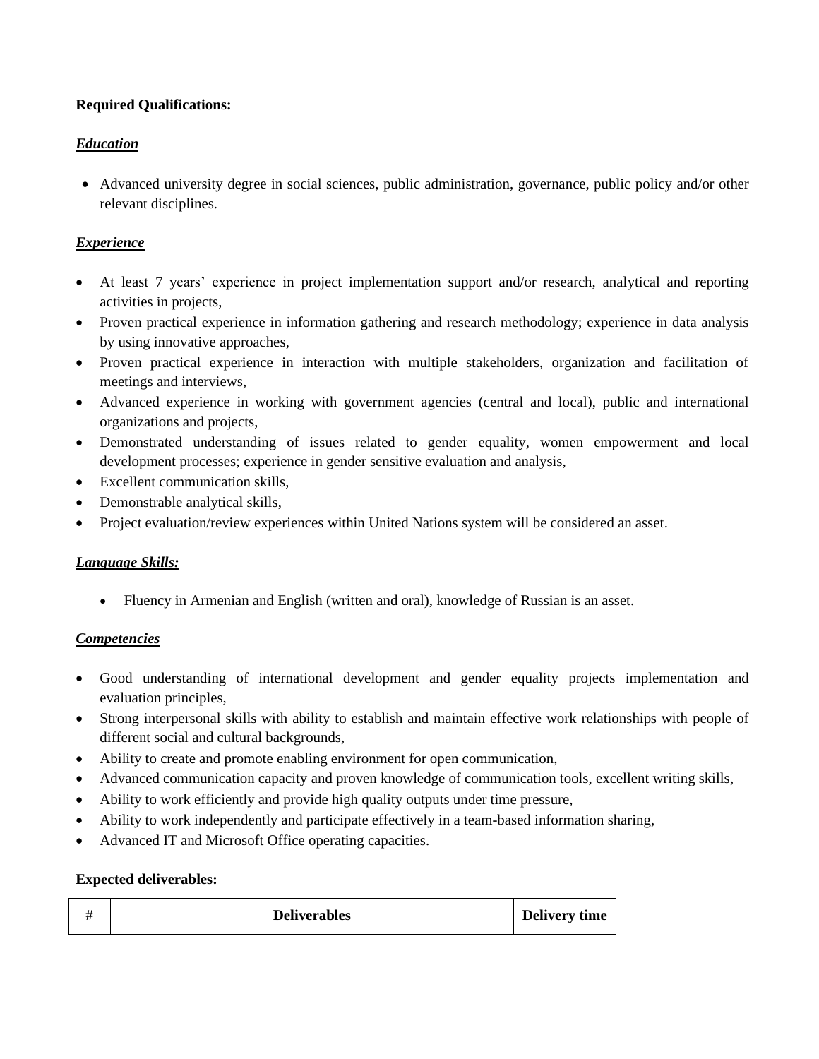**Required Qualifications:**

***Education***

- Advanced university degree in social sciences, public administration, governance, public policy and/or other relevant disciplines.

***Experience***

- At least 7 years' experience in project implementation support and/or research, analytical and reporting activities in projects,
- Proven practical experience in information gathering and research methodology; experience in data analysis by using innovative approaches,
- Proven practical experience in interaction with multiple stakeholders, organization and facilitation of meetings and interviews,
- Advanced experience in working with government agencies (central and local), public and international organizations and projects,
- Demonstrated understanding of issues related to gender equality, women empowerment and local development processes; experience in gender sensitive evaluation and analysis,
- Excellent communication skills,
- Demonstrable analytical skills,
- Project evaluation/review experiences within United Nations system will be considered an asset.

***Language Skills:***

- Fluency in Armenian and English (written and oral), knowledge of Russian is an asset.

***Competencies***

- Good understanding of international development and gender equality projects implementation and evaluation principles,
- Strong interpersonal skills with ability to establish and maintain effective work relationships with people of different social and cultural backgrounds,
- Ability to create and promote enabling environment for open communication,
- Advanced communication capacity and proven knowledge of communication tools, excellent writing skills,
- Ability to work efficiently and provide high quality outputs under time pressure,
- Ability to work independently and participate effectively in a team-based information sharing,
- Advanced IT and Microsoft Office operating capacities.

**Expected deliverables:**

| # | **Deliverables** | **Delivery time** |
|---|---|---|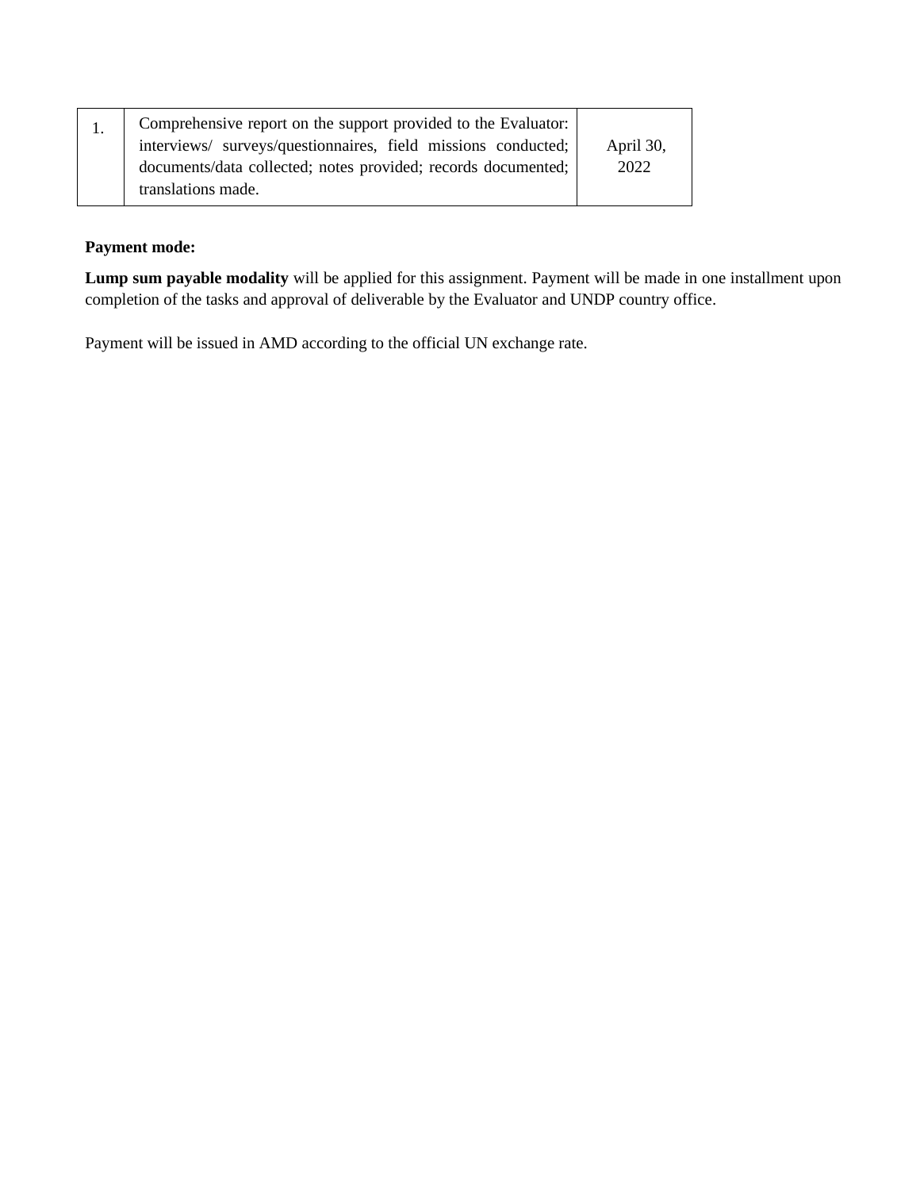| | | |
|---|---|---|
| 1. | Comprehensive report on the support provided to the Evaluator: interviews/ surveys/questionnaires, field missions conducted; documents/data collected; notes provided; records documented; translations made. | April 30, 2022 |

**Payment mode:**

**Lump sum payable modality** will be applied for this assignment. Payment will be made in one installment upon completion of the tasks and approval of deliverable by the Evaluator and UNDP country office.

Payment will be issued in AMD according to the official UN exchange rate.